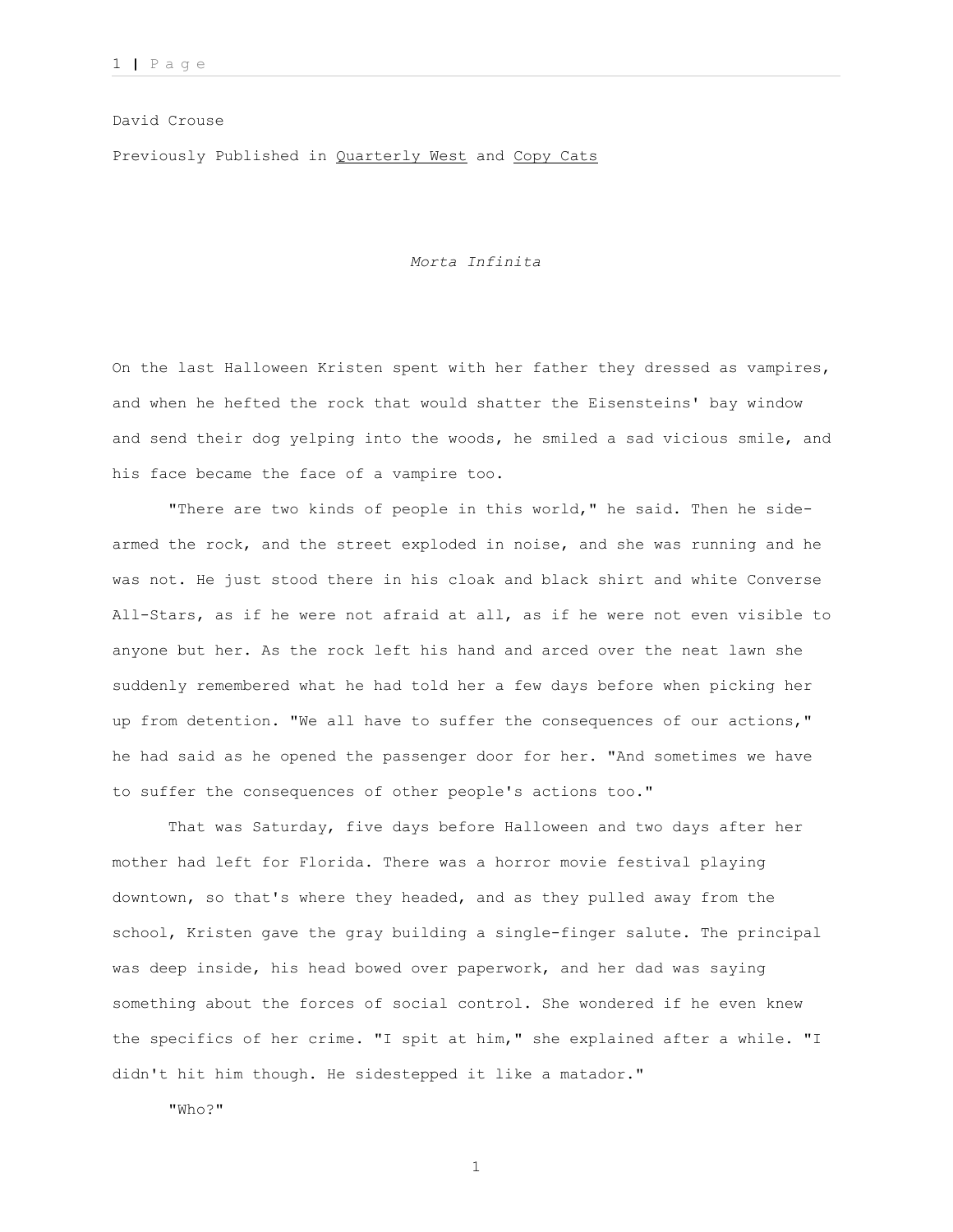David Crouse

Previously Published in Quarterly West and Copy Cats

*Morta Infinita*

On the last Halloween Kristen spent with her father they dressed as vampires, and when he hefted the rock that would shatter the Eisensteins' bay window and send their dog yelping into the woods, he smiled a sad vicious smile, and his face became the face of a vampire too.

"There are two kinds of people in this world," he said. Then he side-armed the rock, and the street exploded in noise, and she was running and he was not. He just stood there in his cloak and black shirt and white Converse All-Stars, as if he were not afraid at all, as if he were not even visible to anyone but her. As the rock left his hand and arced over the neat lawn she suddenly remembered what he had told her a few days before when picking her up from detention. "We all have to suffer the consequences of our actions," he had said as he opened the passenger door for her. "And sometimes we have to suffer the consequences of other people's actions too."

That was Saturday, five days before Halloween and two days after her mother had left for Florida. There was a horror movie festival playing downtown, so that's where they headed, and as they pulled away from the school, Kristen gave the gray building a single-finger salute. The principal was deep inside, his head bowed over paperwork, and her dad was saying something about the forces of social control. She wondered if he even knew the specifics of her crime. "I spit at him," she explained after a while. "I didn't hit him though. He sidestepped it like a matador."

"Who?"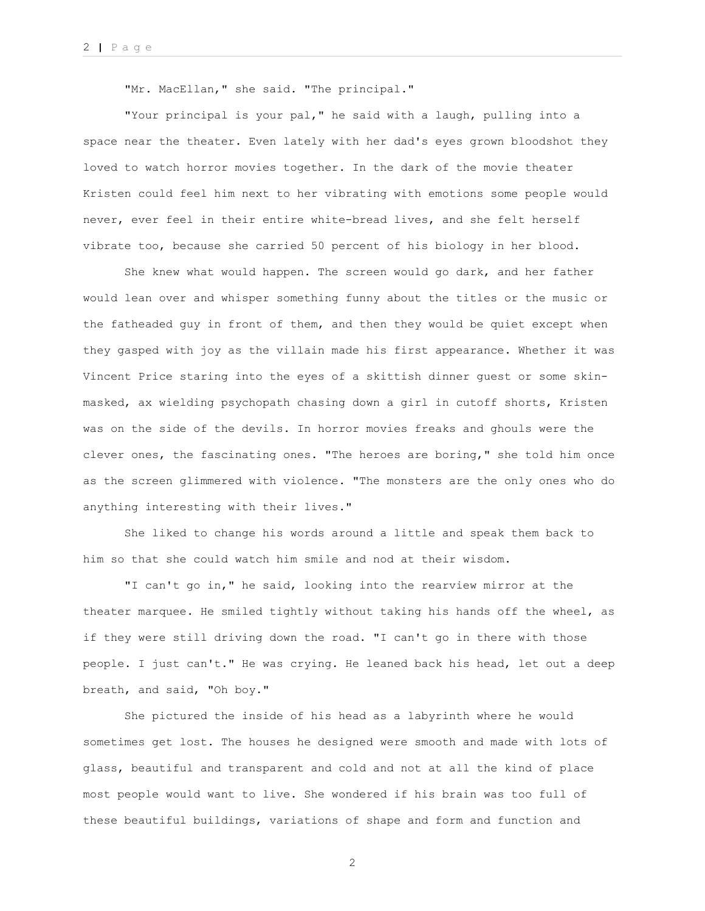"Mr. MacEllan," she said. "The principal."

"Your principal is your pal," he said with a laugh, pulling into a space near the theater. Even lately with her dad's eyes grown bloodshot they loved to watch horror movies together. In the dark of the movie theater Kristen could feel him next to her vibrating with emotions some people would never, ever feel in their entire white-bread lives, and she felt herself vibrate too, because she carried 50 percent of his biology in her blood.

She knew what would happen. The screen would go dark, and her father would lean over and whisper something funny about the titles or the music or the fatheaded guy in front of them, and then they would be quiet except when they gasped with joy as the villain made his first appearance. Whether it was Vincent Price staring into the eyes of a skittish dinner guest or some skin-masked, ax wielding psychopath chasing down a girl in cutoff shorts, Kristen was on the side of the devils. In horror movies freaks and ghouls were the clever ones, the fascinating ones. "The heroes are boring," she told him once as the screen glimmered with violence. "The monsters are the only ones who do anything interesting with their lives."

She liked to change his words around a little and speak them back to him so that she could watch him smile and nod at their wisdom.

"I can't go in," he said, looking into the rearview mirror at the theater marquee. He smiled tightly without taking his hands off the wheel, as if they were still driving down the road. "I can't go in there with those people. I just can't." He was crying. He leaned back his head, let out a deep breath, and said, "Oh boy."

She pictured the inside of his head as a labyrinth where he would sometimes get lost. The houses he designed were smooth and made with lots of glass, beautiful and transparent and cold and not at all the kind of place most people would want to live. She wondered if his brain was too full of these beautiful buildings, variations of shape and form and function and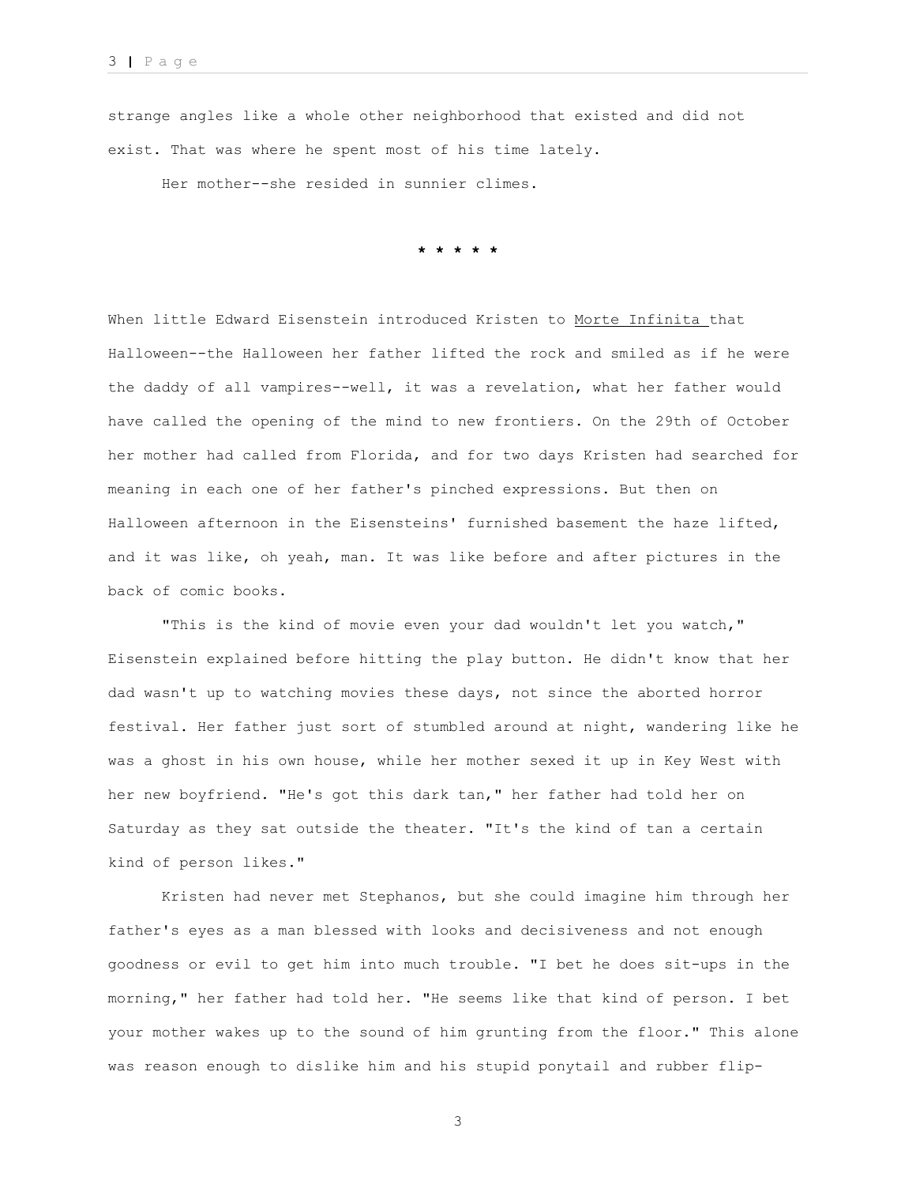strange angles like a whole other neighborhood that existed and did not exist. That was where he spent most of his time lately.

Her mother--she resided in sunnier climes.

\* \* \* \* \*

When little Edward Eisenstein introduced Kristen to <u>Morte Infinita</u> that Halloween--the Halloween her father lifted the rock and smiled as if he were the daddy of all vampires--well, it was a revelation, what her father would have called the opening of the mind to new frontiers. On the 29th of October her mother had called from Florida, and for two days Kristen had searched for meaning in each one of her father's pinched expressions. But then on Halloween afternoon in the Eisensteins' furnished basement the haze lifted, and it was like, oh yeah, man. It was like before and after pictures in the back of comic books.

"This is the kind of movie even your dad wouldn't let you watch," Eisenstein explained before hitting the play button. He didn't know that her dad wasn't up to watching movies these days, not since the aborted horror festival. Her father just sort of stumbled around at night, wandering like he was a ghost in his own house, while her mother sexed it up in Key West with her new boyfriend. "He's got this dark tan," her father had told her on Saturday as they sat outside the theater. "It's the kind of tan a certain kind of person likes."

Kristen had never met Stephanos, but she could imagine him through her father's eyes as a man blessed with looks and decisiveness and not enough goodness or evil to get him into much trouble. "I bet he does sit-ups in the morning," her father had told her. "He seems like that kind of person. I bet your mother wakes up to the sound of him grunting from the floor." This alone was reason enough to dislike him and his stupid ponytail and rubber flip-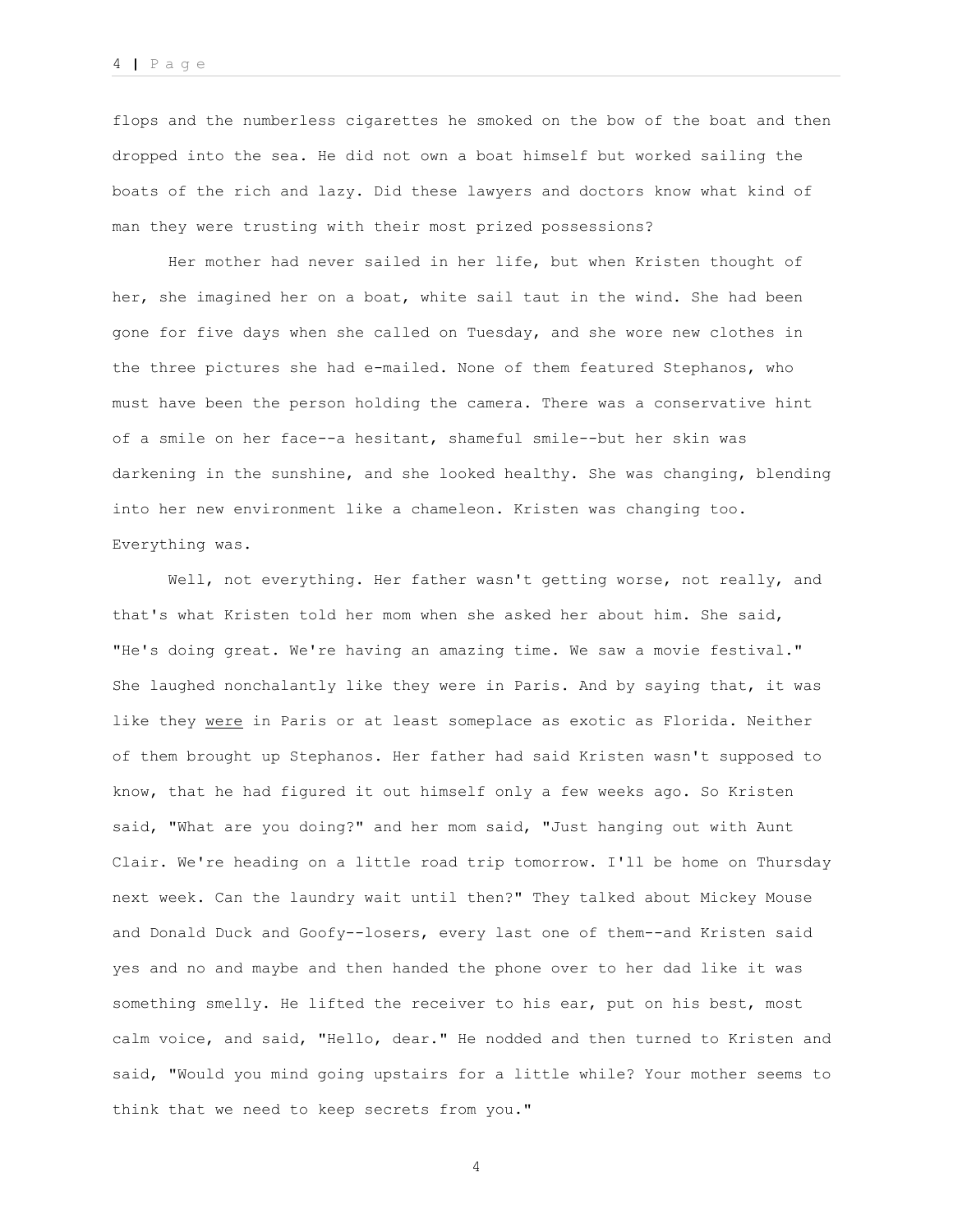flops and the numberless cigarettes he smoked on the bow of the boat and then dropped into the sea. He did not own a boat himself but worked sailing the boats of the rich and lazy. Did these lawyers and doctors know what kind of man they were trusting with their most prized possessions?

Her mother had never sailed in her life, but when Kristen thought of her, she imagined her on a boat, white sail taut in the wind. She had been gone for five days when she called on Tuesday, and she wore new clothes in the three pictures she had e-mailed. None of them featured Stephanos, who must have been the person holding the camera. There was a conservative hint of a smile on her face--a hesitant, shameful smile--but her skin was darkening in the sunshine, and she looked healthy. She was changing, blending into her new environment like a chameleon. Kristen was changing too. Everything was.

Well, not everything. Her father wasn't getting worse, not really, and that's what Kristen told her mom when she asked her about him. She said, "He's doing great. We're having an amazing time. We saw a movie festival." She laughed nonchalantly like they were in Paris. And by saying that, it was like they <u>were</u> in Paris or at least someplace as exotic as Florida. Neither of them brought up Stephanos. Her father had said Kristen wasn't supposed to know, that he had figured it out himself only a few weeks ago. So Kristen said, "What are you doing?" and her mom said, "Just hanging out with Aunt Clair. We're heading on a little road trip tomorrow. I'll be home on Thursday next week. Can the laundry wait until then?" They talked about Mickey Mouse and Donald Duck and Goofy--losers, every last one of them--and Kristen said yes and no and maybe and then handed the phone over to her dad like it was something smelly. He lifted the receiver to his ear, put on his best, most calm voice, and said, "Hello, dear." He nodded and then turned to Kristen and said, "Would you mind going upstairs for a little while? Your mother seems to think that we need to keep secrets from you."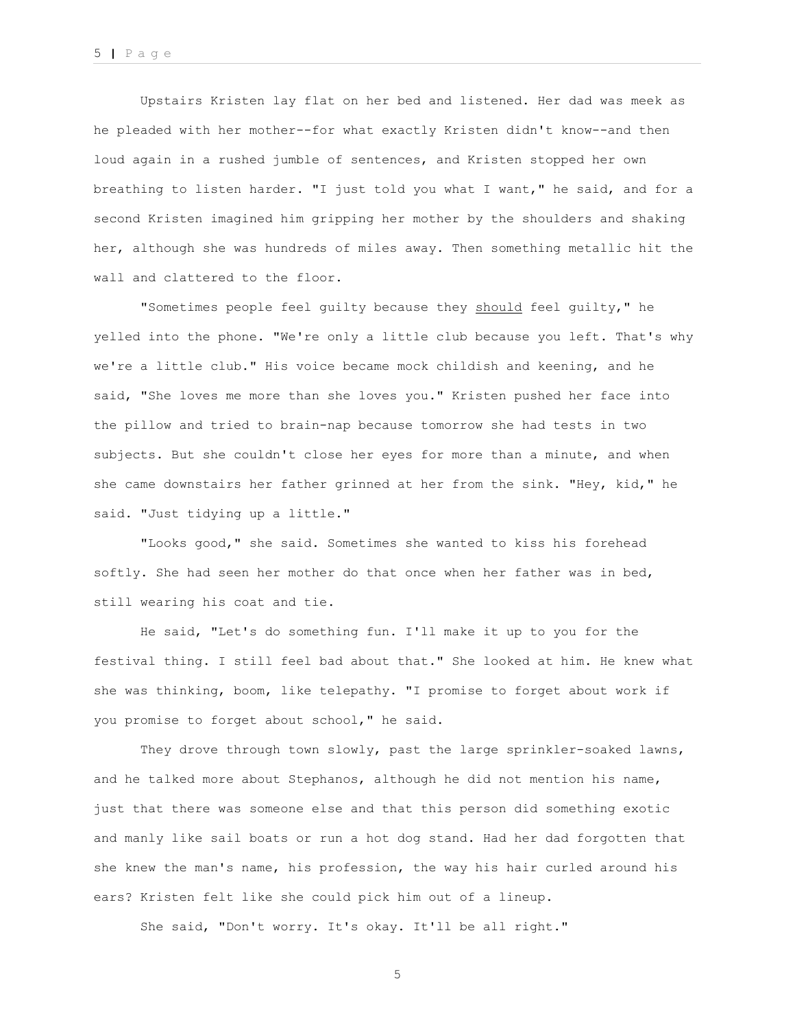Upstairs Kristen lay flat on her bed and listened. Her dad was meek as he pleaded with her mother--for what exactly Kristen didn't know--and then loud again in a rushed jumble of sentences, and Kristen stopped her own breathing to listen harder. "I just told you what I want," he said, and for a second Kristen imagined him gripping her mother by the shoulders and shaking her, although she was hundreds of miles away. Then something metallic hit the wall and clattered to the floor.

"Sometimes people feel guilty because they <u>should</u> feel guilty," he yelled into the phone. "We're only a little club because you left. That's why we're a little club." His voice became mock childish and keening, and he said, "She loves me more than she loves you." Kristen pushed her face into the pillow and tried to brain-nap because tomorrow she had tests in two subjects. But she couldn't close her eyes for more than a minute, and when she came downstairs her father grinned at her from the sink. "Hey, kid," he said. "Just tidying up a little."

"Looks good," she said. Sometimes she wanted to kiss his forehead softly. She had seen her mother do that once when her father was in bed, still wearing his coat and tie.

He said, "Let's do something fun. I'll make it up to you for the festival thing. I still feel bad about that." She looked at him. He knew what she was thinking, boom, like telepathy. "I promise to forget about work if you promise to forget about school," he said.

They drove through town slowly, past the large sprinkler-soaked lawns, and he talked more about Stephanos, although he did not mention his name, just that there was someone else and that this person did something exotic and manly like sail boats or run a hot dog stand. Had her dad forgotten that she knew the man's name, his profession, the way his hair curled around his ears? Kristen felt like she could pick him out of a lineup.

She said, "Don't worry. It's okay. It'll be all right."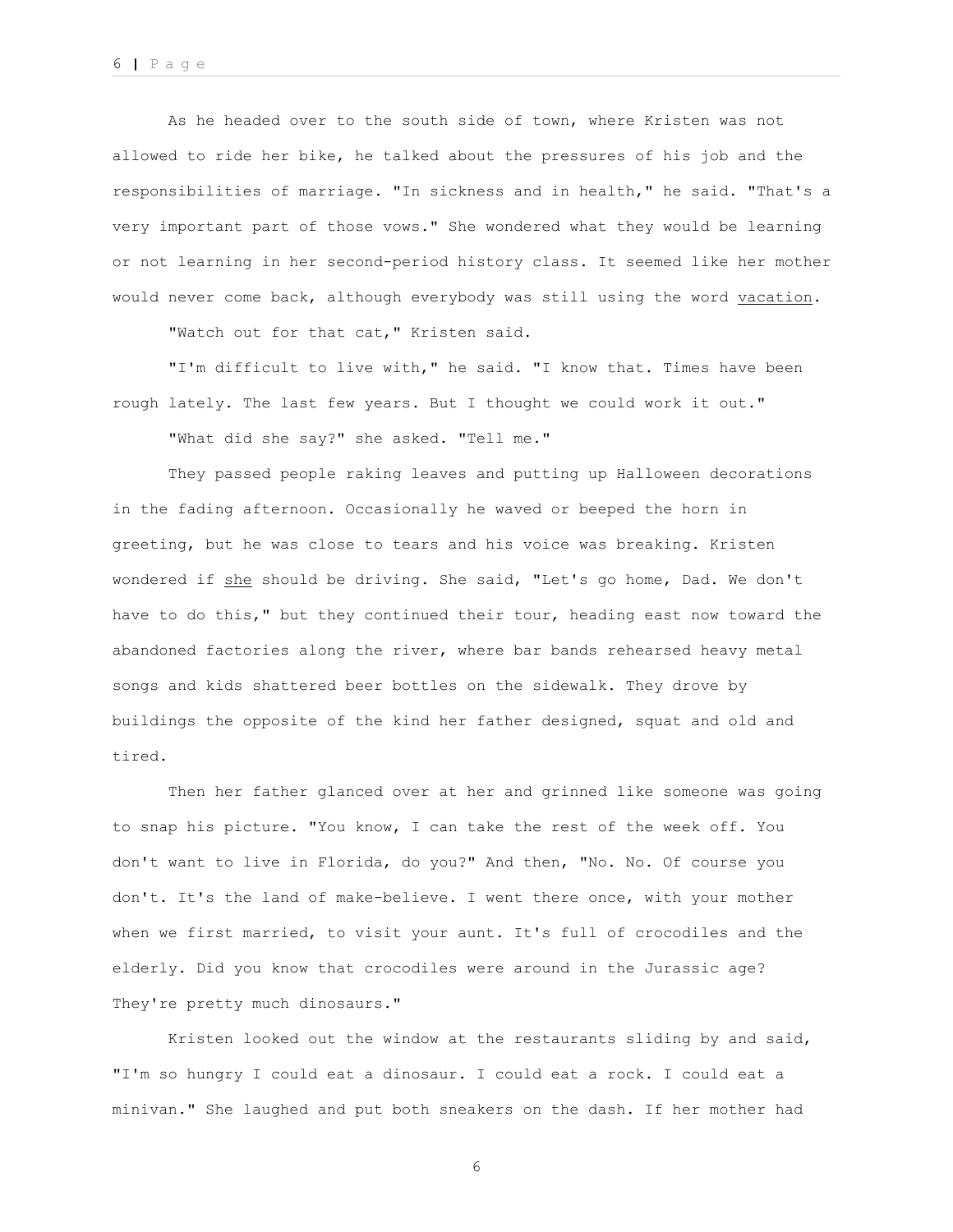As he headed over to the south side of town, where Kristen was not allowed to ride her bike, he talked about the pressures of his job and the responsibilities of marriage. "In sickness and in health," he said. "That's a very important part of those vows." She wondered what they would be learning or not learning in her second-period history class. It seemed like her mother would never come back, although everybody was still using the word <u>vacation</u>.

"Watch out for that cat," Kristen said.

"I'm difficult to live with," he said. "I know that. Times have been rough lately. The last few years. But I thought we could work it out."

"What did she say?" she asked. "Tell me."

They passed people raking leaves and putting up Halloween decorations in the fading afternoon. Occasionally he waved or beeped the horn in greeting, but he was close to tears and his voice was breaking. Kristen wondered if <u>she</u> should be driving. She said, "Let's go home, Dad. We don't have to do this," but they continued their tour, heading east now toward the abandoned factories along the river, where bar bands rehearsed heavy metal songs and kids shattered beer bottles on the sidewalk. They drove by buildings the opposite of the kind her father designed, squat and old and tired.

Then her father glanced over at her and grinned like someone was going to snap his picture. "You know, I can take the rest of the week off. You don't want to live in Florida, do you?" And then, "No. No. Of course you don't. It's the land of make-believe. I went there once, with your mother when we first married, to visit your aunt. It's full of crocodiles and the elderly. Did you know that crocodiles were around in the Jurassic age? They're pretty much dinosaurs."

Kristen looked out the window at the restaurants sliding by and said, "I'm so hungry I could eat a dinosaur. I could eat a rock. I could eat a minivan." She laughed and put both sneakers on the dash. If her mother had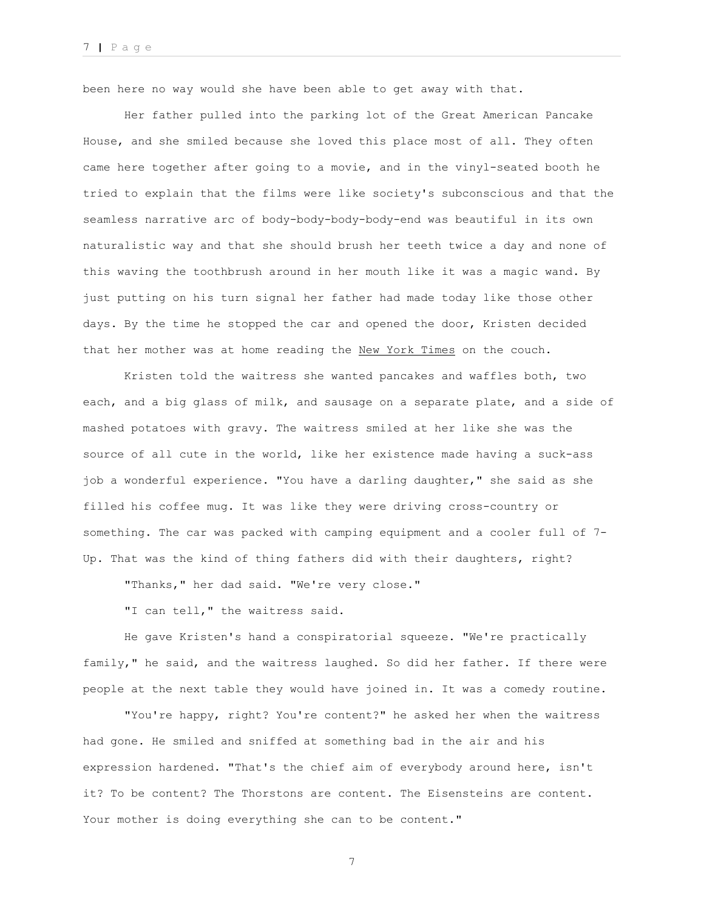been here no way would she have been able to get away with that.

Her father pulled into the parking lot of the Great American Pancake House, and she smiled because she loved this place most of all. They often came here together after going to a movie, and in the vinyl-seated booth he tried to explain that the films were like society's subconscious and that the seamless narrative arc of body-body-body-body-end was beautiful in its own naturalistic way and that she should brush her teeth twice a day and none of this waving the toothbrush around in her mouth like it was a magic wand. By just putting on his turn signal her father had made today like those other days. By the time he stopped the car and opened the door, Kristen decided that her mother was at home reading the New York Times on the couch.

Kristen told the waitress she wanted pancakes and waffles both, two each, and a big glass of milk, and sausage on a separate plate, and a side of mashed potatoes with gravy. The waitress smiled at her like she was the source of all cute in the world, like her existence made having a suck-ass job a wonderful experience. "You have a darling daughter," she said as she filled his coffee mug. It was like they were driving cross-country or something. The car was packed with camping equipment and a cooler full of 7-Up. That was the kind of thing fathers did with their daughters, right?

"Thanks," her dad said. "We're very close."

"I can tell," the waitress said.

He gave Kristen's hand a conspiratorial squeeze. "We're practically family," he said, and the waitress laughed. So did her father. If there were people at the next table they would have joined in. It was a comedy routine.

"You're happy, right? You're content?" he asked her when the waitress had gone. He smiled and sniffed at something bad in the air and his expression hardened. "That's the chief aim of everybody around here, isn't it? To be content? The Thorstons are content. The Eisensteins are content. Your mother is doing everything she can to be content."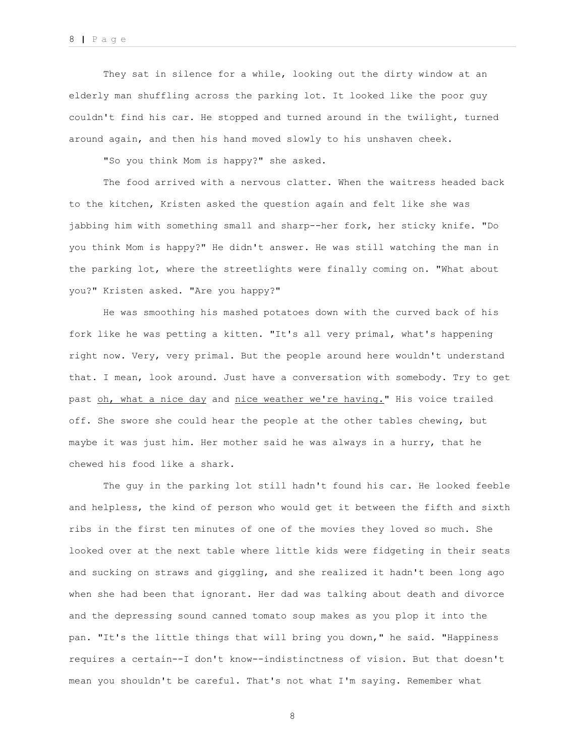They sat in silence for a while, looking out the dirty window at an elderly man shuffling across the parking lot. It looked like the poor guy couldn't find his car. He stopped and turned around in the twilight, turned around again, and then his hand moved slowly to his unshaven cheek.

"So you think Mom is happy?" she asked.

The food arrived with a nervous clatter. When the waitress headed back to the kitchen, Kristen asked the question again and felt like she was jabbing him with something small and sharp--her fork, her sticky knife. "Do you think Mom is happy?" He didn't answer. He was still watching the man in the parking lot, where the streetlights were finally coming on. "What about you?" Kristen asked. "Are you happy?"

He was smoothing his mashed potatoes down with the curved back of his fork like he was petting a kitten. "It's all very primal, what's happening right now. Very, very primal. But the people around here wouldn't understand that. I mean, look around. Just have a conversation with somebody. Try to get past <u>oh, what a nice day</u> and <u>nice weather we're having.</u>" His voice trailed off. She swore she could hear the people at the other tables chewing, but maybe it was just him. Her mother said he was always in a hurry, that he chewed his food like a shark.

The guy in the parking lot still hadn't found his car. He looked feeble and helpless, the kind of person who would get it between the fifth and sixth ribs in the first ten minutes of one of the movies they loved so much. She looked over at the next table where little kids were fidgeting in their seats and sucking on straws and giggling, and she realized it hadn't been long ago when she had been that ignorant. Her dad was talking about death and divorce and the depressing sound canned tomato soup makes as you plop it into the pan. "It's the little things that will bring you down," he said. "Happiness requires a certain--I don't know--indistinctness of vision. But that doesn't mean you shouldn't be careful. That's not what I'm saying. Remember what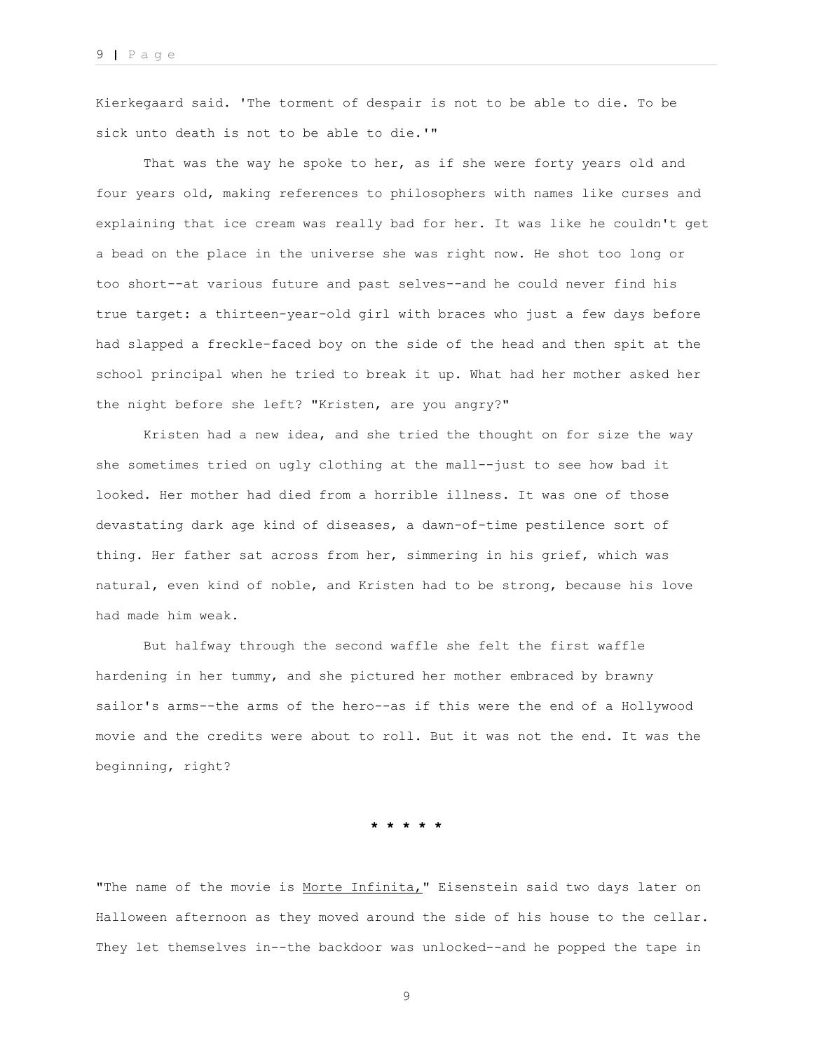Kierkegaard said. 'The torment of despair is not to be able to die. To be sick unto death is not to be able to die.'"

That was the way he spoke to her, as if she were forty years old and four years old, making references to philosophers with names like curses and explaining that ice cream was really bad for her. It was like he couldn't get a bead on the place in the universe she was right now. He shot too long or too short--at various future and past selves--and he could never find his true target: a thirteen-year-old girl with braces who just a few days before had slapped a freckle-faced boy on the side of the head and then spit at the school principal when he tried to break it up. What had her mother asked her the night before she left? "Kristen, are you angry?"

Kristen had a new idea, and she tried the thought on for size the way she sometimes tried on ugly clothing at the mall--just to see how bad it looked. Her mother had died from a horrible illness. It was one of those devastating dark age kind of diseases, a dawn-of-time pestilence sort of thing. Her father sat across from her, simmering in his grief, which was natural, even kind of noble, and Kristen had to be strong, because his love had made him weak.

But halfway through the second waffle she felt the first waffle hardening in her tummy, and she pictured her mother embraced by brawny sailor's arms--the arms of the hero--as if this were the end of a Hollywood movie and the credits were about to roll. But it was not the end. It was the beginning, right?

\* \* \* \* \*

"The name of the movie is <u>Morte Infinita,</u>" Eisenstein said two days later on Halloween afternoon as they moved around the side of his house to the cellar. They let themselves in--the backdoor was unlocked--and he popped the tape in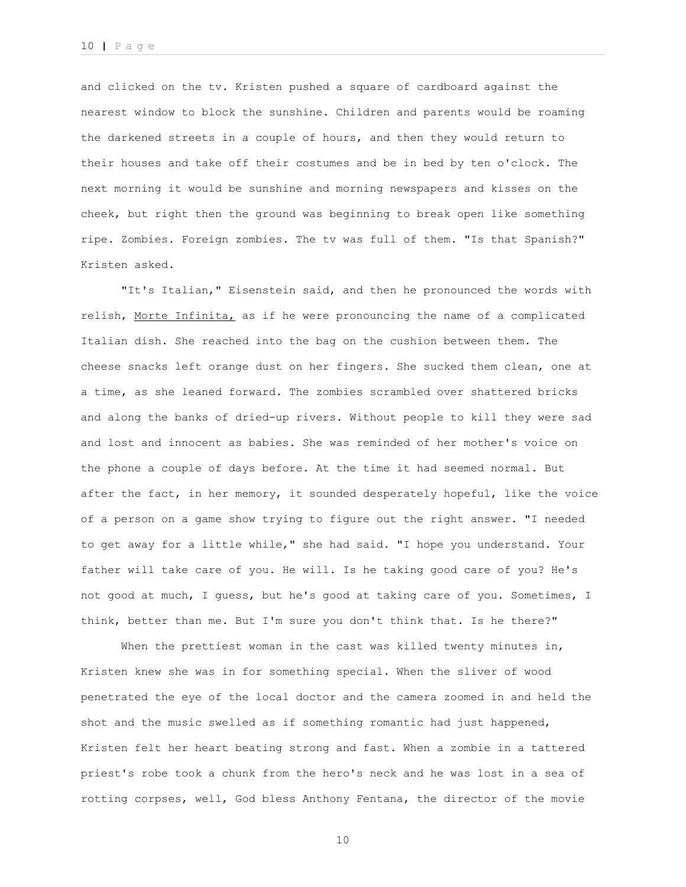and clicked on the tv. Kristen pushed a square of cardboard against the nearest window to block the sunshine. Children and parents would be roaming the darkened streets in a couple of hours, and then they would return to their houses and take off their costumes and be in bed by ten o'clock. The next morning it would be sunshine and morning newspapers and kisses on the cheek, but right then the ground was beginning to break open like something ripe. Zombies. Foreign zombies. The tv was full of them. "Is that Spanish?" Kristen asked.

"It's Italian," Eisenstein said, and then he pronounced the words with relish, <u>Morte Infinita,</u> as if he were pronouncing the name of a complicated Italian dish. She reached into the bag on the cushion between them. The cheese snacks left orange dust on her fingers. She sucked them clean, one at a time, as she leaned forward. The zombies scrambled over shattered bricks and along the banks of dried-up rivers. Without people to kill they were sad and lost and innocent as babies. She was reminded of her mother's voice on the phone a couple of days before. At the time it had seemed normal. But after the fact, in her memory, it sounded desperately hopeful, like the voice of a person on a game show trying to figure out the right answer. "I needed to get away for a little while," she had said. "I hope you understand. Your father will take care of you. He will. Is he taking good care of you? He's not good at much, I guess, but he's good at taking care of you. Sometimes, I think, better than me. But I'm sure you don't think that. Is he there?"

When the prettiest woman in the cast was killed twenty minutes in, Kristen knew she was in for something special. When the sliver of wood penetrated the eye of the local doctor and the camera zoomed in and held the shot and the music swelled as if something romantic had just happened, Kristen felt her heart beating strong and fast. When a zombie in a tattered priest's robe took a chunk from the hero's neck and he was lost in a sea of rotting corpses, well, God bless Anthony Fentana, the director of the movie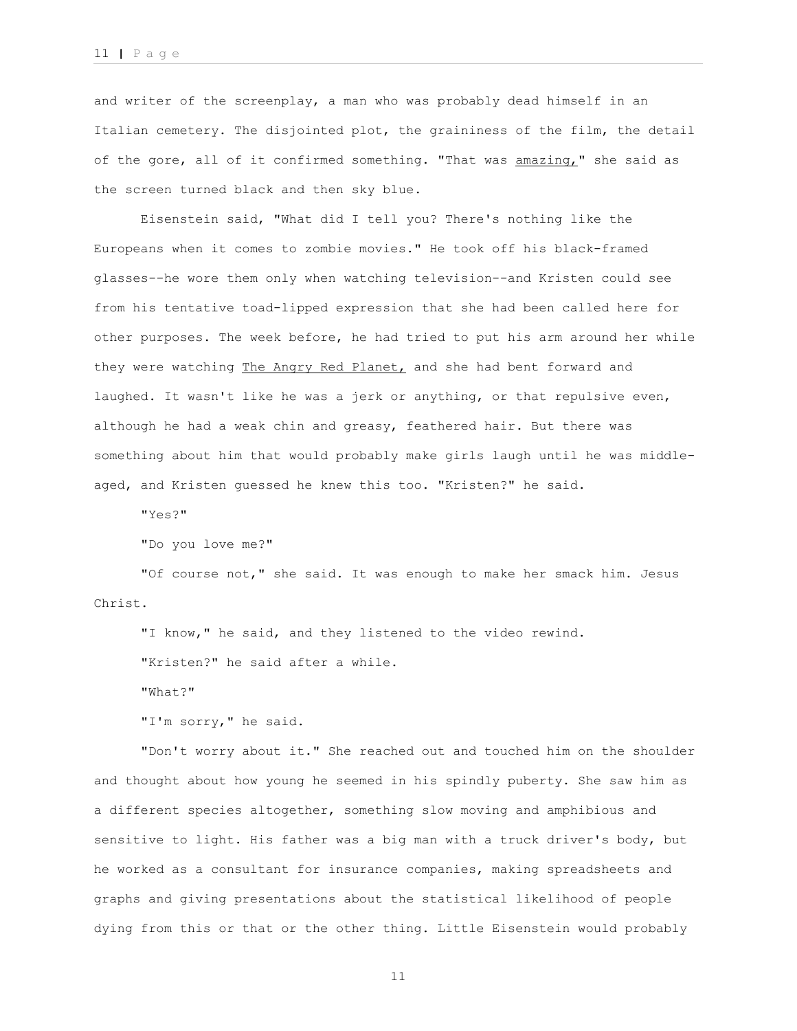and writer of the screenplay, a man who was probably dead himself in an Italian cemetery. The disjointed plot, the graininess of the film, the detail of the gore, all of it confirmed something. "That was <u>amazing,</u>" she said as the screen turned black and then sky blue.

Eisenstein said, "What did I tell you? There's nothing like the Europeans when it comes to zombie movies." He took off his black-framed glasses--he wore them only when watching television--and Kristen could see from his tentative toad-lipped expression that she had been called here for other purposes. The week before, he had tried to put his arm around her while they were watching <u>The Angry Red Planet,</u> and she had bent forward and laughed. It wasn't like he was a jerk or anything, or that repulsive even, although he had a weak chin and greasy, feathered hair. But there was something about him that would probably make girls laugh until he was middle-aged, and Kristen guessed he knew this too. "Kristen?" he said.

"Yes?"

"Do you love me?"

"Of course not," she said. It was enough to make her smack him. Jesus Christ.

"I know," he said, and they listened to the video rewind.

"Kristen?" he said after a while.

"What?"

"I'm sorry," he said.

"Don't worry about it." She reached out and touched him on the shoulder and thought about how young he seemed in his spindly puberty. She saw him as a different species altogether, something slow moving and amphibious and sensitive to light. His father was a big man with a truck driver's body, but he worked as a consultant for insurance companies, making spreadsheets and graphs and giving presentations about the statistical likelihood of people dying from this or that or the other thing. Little Eisenstein would probably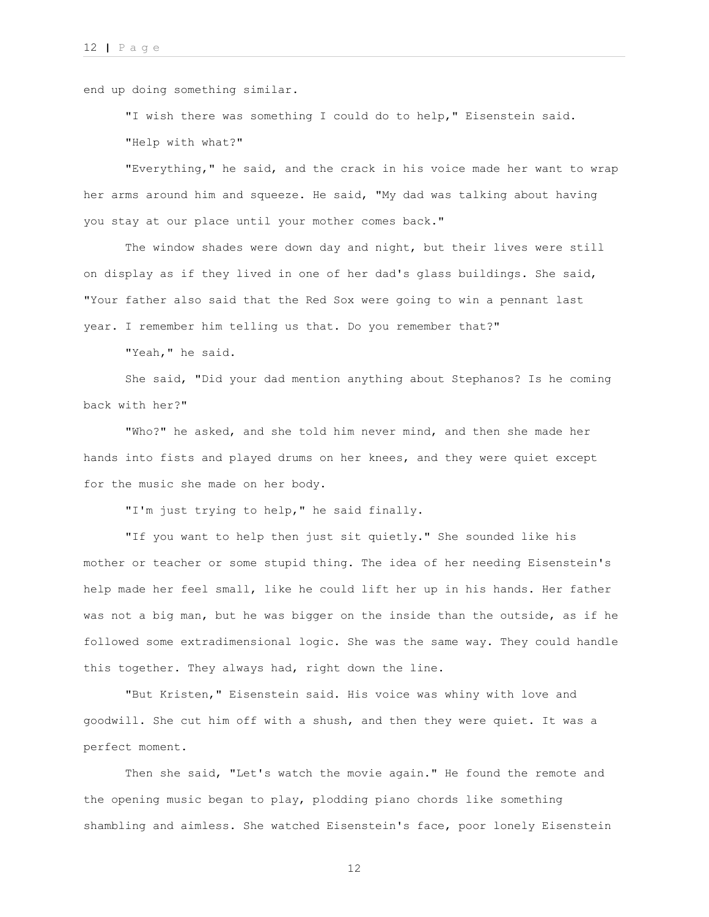end up doing something similar.

"I wish there was something I could do to help," Eisenstein said.

"Help with what?"

"Everything," he said, and the crack in his voice made her want to wrap her arms around him and squeeze. He said, "My dad was talking about having you stay at our place until your mother comes back."

The window shades were down day and night, but their lives were still on display as if they lived in one of her dad's glass buildings. She said, "Your father also said that the Red Sox were going to win a pennant last year. I remember him telling us that. Do you remember that?"

"Yeah," he said.

She said, "Did your dad mention anything about Stephanos? Is he coming back with her?"

"Who?" he asked, and she told him never mind, and then she made her hands into fists and played drums on her knees, and they were quiet except for the music she made on her body.

"I'm just trying to help," he said finally.

"If you want to help then just sit quietly." She sounded like his mother or teacher or some stupid thing. The idea of her needing Eisenstein's help made her feel small, like he could lift her up in his hands. Her father was not a big man, but he was bigger on the inside than the outside, as if he followed some extradimensional logic. She was the same way. They could handle this together. They always had, right down the line.

"But Kristen," Eisenstein said. His voice was whiny with love and goodwill. She cut him off with a shush, and then they were quiet. It was a perfect moment.

Then she said, "Let's watch the movie again." He found the remote and the opening music began to play, plodding piano chords like something shambling and aimless. She watched Eisenstein's face, poor lonely Eisenstein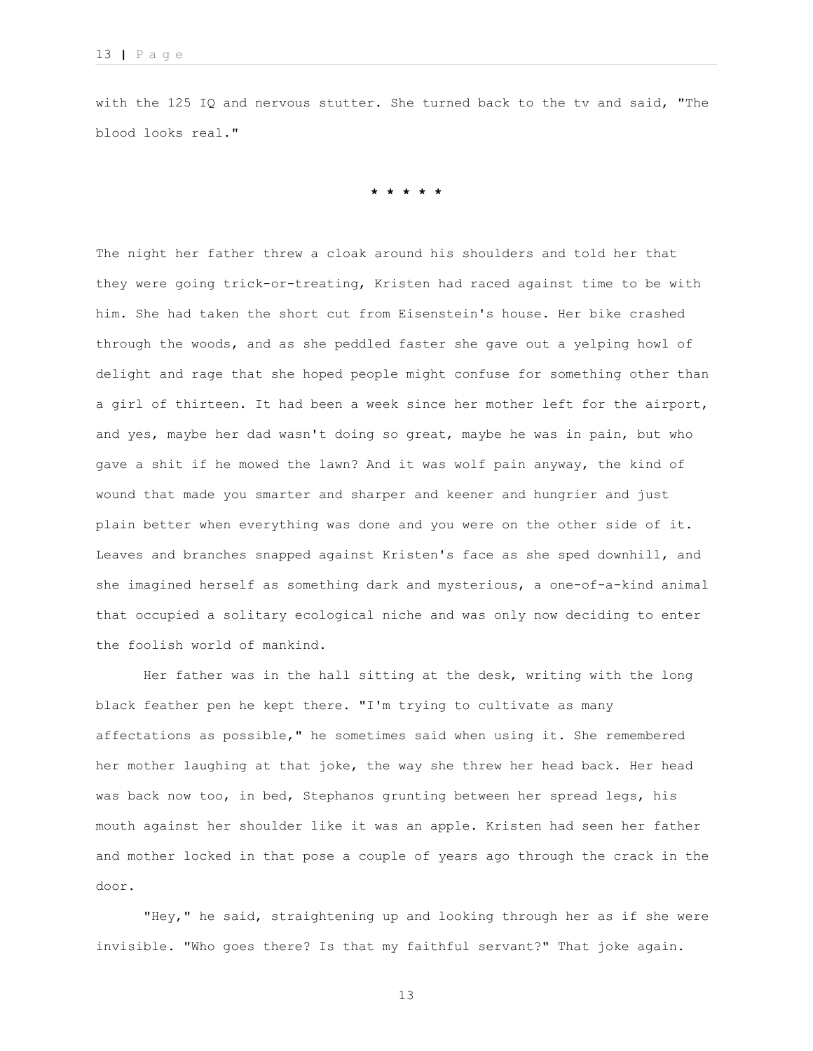with the 125 IQ and nervous stutter. She turned back to the tv and said, "The blood looks real."

* * * * *

The night her father threw a cloak around his shoulders and told her that they were going trick-or-treating, Kristen had raced against time to be with him. She had taken the short cut from Eisenstein's house. Her bike crashed through the woods, and as she peddled faster she gave out a yelping howl of delight and rage that she hoped people might confuse for something other than a girl of thirteen. It had been a week since her mother left for the airport, and yes, maybe her dad wasn't doing so great, maybe he was in pain, but who gave a shit if he mowed the lawn? And it was wolf pain anyway, the kind of wound that made you smarter and sharper and keener and hungrier and just plain better when everything was done and you were on the other side of it. Leaves and branches snapped against Kristen's face as she sped downhill, and she imagined herself as something dark and mysterious, a one-of-a-kind animal that occupied a solitary ecological niche and was only now deciding to enter the foolish world of mankind.

Her father was in the hall sitting at the desk, writing with the long black feather pen he kept there. "I'm trying to cultivate as many affectations as possible," he sometimes said when using it. She remembered her mother laughing at that joke, the way she threw her head back. Her head was back now too, in bed, Stephanos grunting between her spread legs, his mouth against her shoulder like it was an apple. Kristen had seen her father and mother locked in that pose a couple of years ago through the crack in the door.

"Hey," he said, straightening up and looking through her as if she were invisible. "Who goes there? Is that my faithful servant?" That joke again.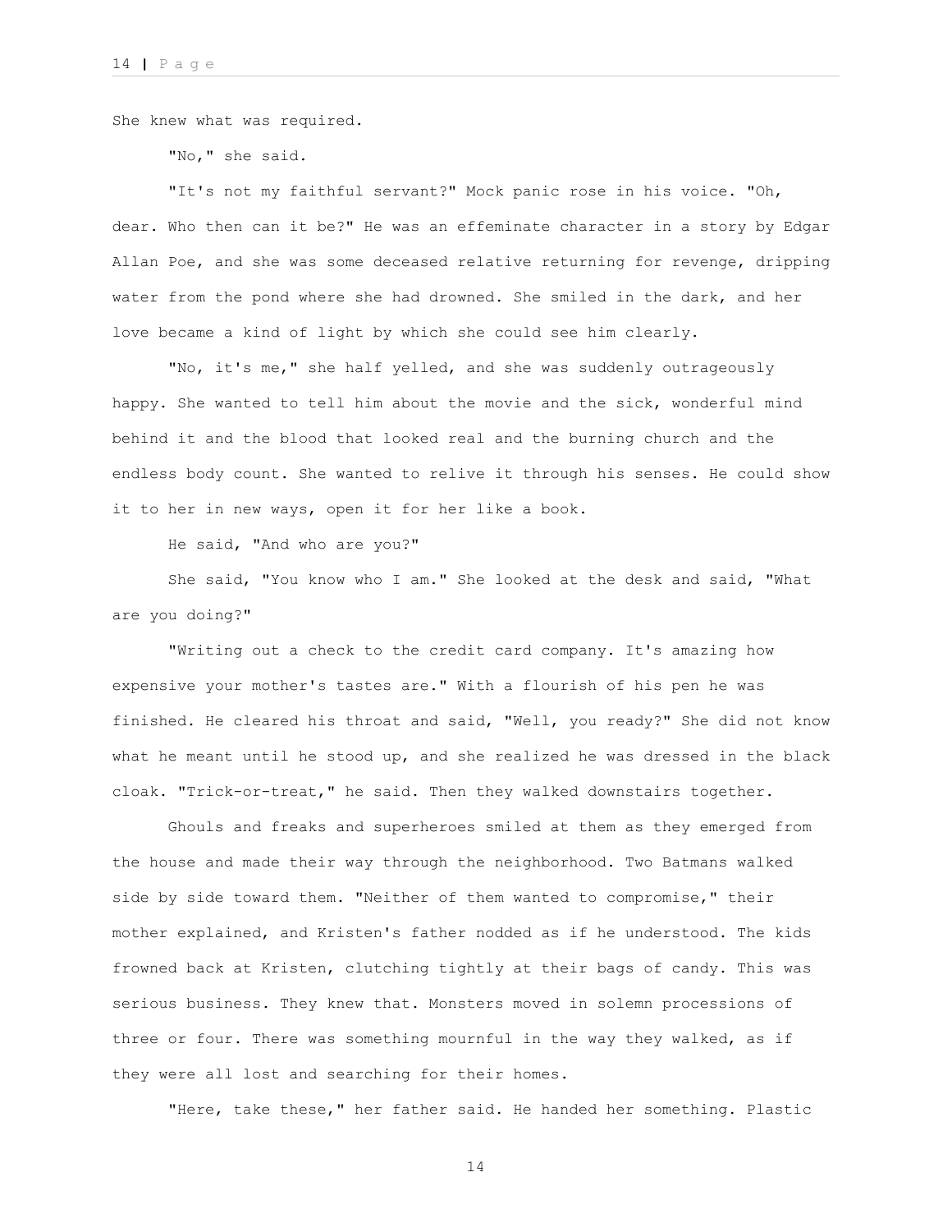She knew what was required.

"No," she said.

"It's not my faithful servant?" Mock panic rose in his voice. "Oh, dear. Who then can it be?" He was an effeminate character in a story by Edgar Allan Poe, and she was some deceased relative returning for revenge, dripping water from the pond where she had drowned. She smiled in the dark, and her love became a kind of light by which she could see him clearly.

"No, it's me," she half yelled, and she was suddenly outrageously happy. She wanted to tell him about the movie and the sick, wonderful mind behind it and the blood that looked real and the burning church and the endless body count. She wanted to relive it through his senses. He could show it to her in new ways, open it for her like a book.

He said, "And who are you?"

She said, "You know who I am." She looked at the desk and said, "What are you doing?"

"Writing out a check to the credit card company. It's amazing how expensive your mother's tastes are." With a flourish of his pen he was finished. He cleared his throat and said, "Well, you ready?" She did not know what he meant until he stood up, and she realized he was dressed in the black cloak. "Trick-or-treat," he said. Then they walked downstairs together.

Ghouls and freaks and superheroes smiled at them as they emerged from the house and made their way through the neighborhood. Two Batmans walked side by side toward them. "Neither of them wanted to compromise," their mother explained, and Kristen's father nodded as if he understood. The kids frowned back at Kristen, clutching tightly at their bags of candy. This was serious business. They knew that. Monsters moved in solemn processions of three or four. There was something mournful in the way they walked, as if they were all lost and searching for their homes.

"Here, take these," her father said. He handed her something. Plastic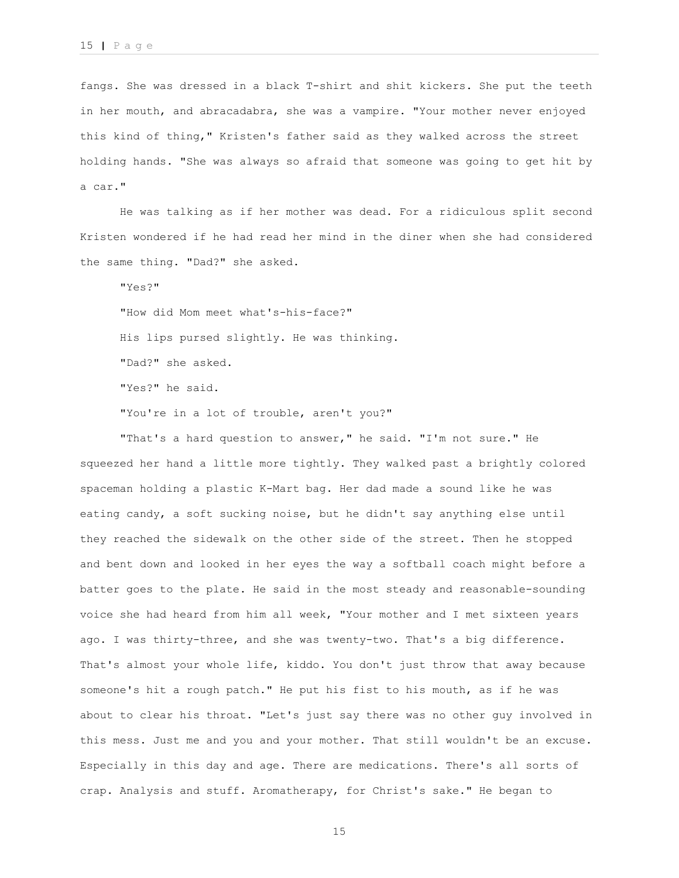fangs. She was dressed in a black T-shirt and shit kickers. She put the teeth in her mouth, and abracadabra, she was a vampire. "Your mother never enjoyed this kind of thing," Kristen's father said as they walked across the street holding hands. "She was always so afraid that someone was going to get hit by a car."

He was talking as if her mother was dead. For a ridiculous split second Kristen wondered if he had read her mind in the diner when she had considered the same thing. "Dad?" she asked.

"Yes?"

"How did Mom meet what's-his-face?"

His lips pursed slightly. He was thinking.

"Dad?" she asked.

"Yes?" he said.

"You're in a lot of trouble, aren't you?"

"That's a hard question to answer," he said. "I'm not sure." He squeezed her hand a little more tightly. They walked past a brightly colored spaceman holding a plastic K-Mart bag. Her dad made a sound like he was eating candy, a soft sucking noise, but he didn't say anything else until they reached the sidewalk on the other side of the street. Then he stopped and bent down and looked in her eyes the way a softball coach might before a batter goes to the plate. He said in the most steady and reasonable-sounding voice she had heard from him all week, "Your mother and I met sixteen years ago. I was thirty-three, and she was twenty-two. That's a big difference. That's almost your whole life, kiddo. You don't just throw that away because someone's hit a rough patch." He put his fist to his mouth, as if he was about to clear his throat. "Let's just say there was no other guy involved in this mess. Just me and you and your mother. That still wouldn't be an excuse. Especially in this day and age. There are medications. There's all sorts of crap. Analysis and stuff. Aromatherapy, for Christ's sake." He began to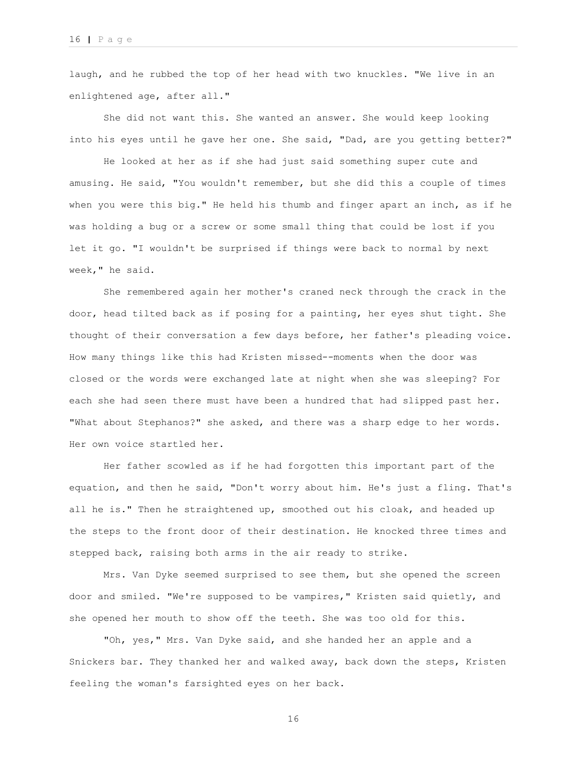laugh, and he rubbed the top of her head with two knuckles. "We live in an enlightened age, after all."

She did not want this. She wanted an answer. She would keep looking into his eyes until he gave her one. She said, "Dad, are you getting better?"

He looked at her as if she had just said something super cute and amusing. He said, "You wouldn't remember, but she did this a couple of times when you were this big." He held his thumb and finger apart an inch, as if he was holding a bug or a screw or some small thing that could be lost if you let it go. "I wouldn't be surprised if things were back to normal by next week," he said.

She remembered again her mother's craned neck through the crack in the door, head tilted back as if posing for a painting, her eyes shut tight. She thought of their conversation a few days before, her father's pleading voice. How many things like this had Kristen missed--moments when the door was closed or the words were exchanged late at night when she was sleeping? For each she had seen there must have been a hundred that had slipped past her. "What about Stephanos?" she asked, and there was a sharp edge to her words. Her own voice startled her.

Her father scowled as if he had forgotten this important part of the equation, and then he said, "Don't worry about him. He's just a fling. That's all he is." Then he straightened up, smoothed out his cloak, and headed up the steps to the front door of their destination. He knocked three times and stepped back, raising both arms in the air ready to strike.

Mrs. Van Dyke seemed surprised to see them, but she opened the screen door and smiled. "We're supposed to be vampires," Kristen said quietly, and she opened her mouth to show off the teeth. She was too old for this.

"Oh, yes," Mrs. Van Dyke said, and she handed her an apple and a Snickers bar. They thanked her and walked away, back down the steps, Kristen feeling the woman's farsighted eyes on her back.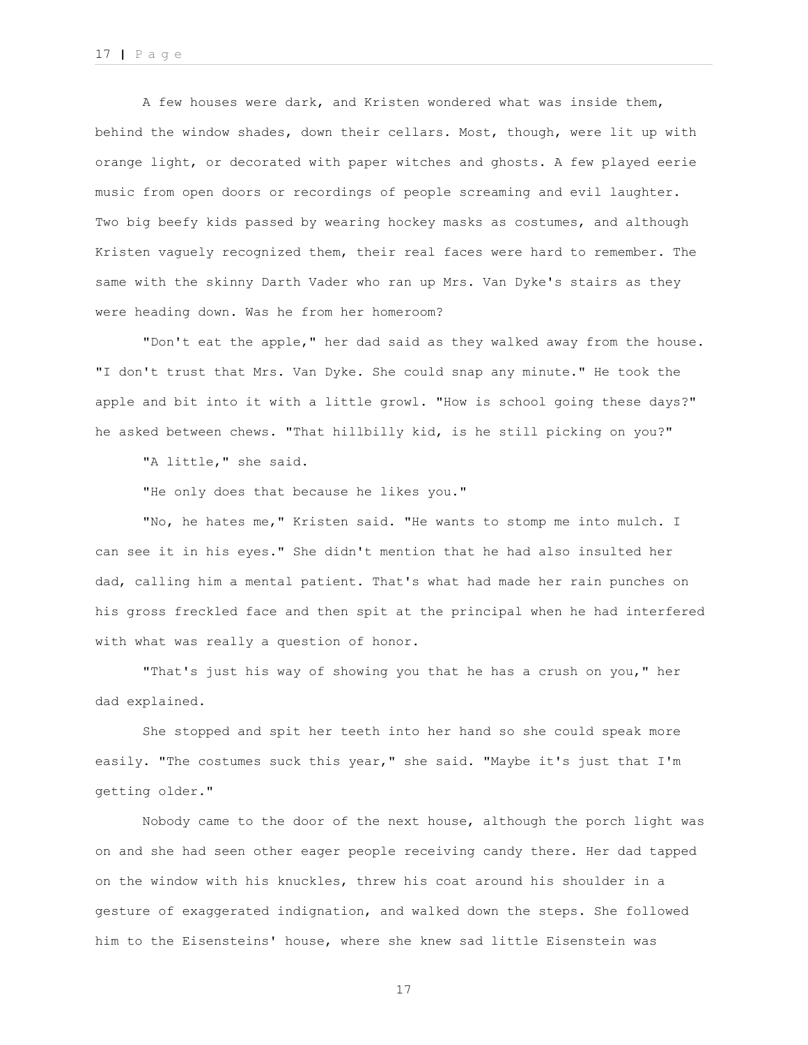A few houses were dark, and Kristen wondered what was inside them, behind the window shades, down their cellars. Most, though, were lit up with orange light, or decorated with paper witches and ghosts. A few played eerie music from open doors or recordings of people screaming and evil laughter. Two big beefy kids passed by wearing hockey masks as costumes, and although Kristen vaguely recognized them, their real faces were hard to remember. The same with the skinny Darth Vader who ran up Mrs. Van Dyke's stairs as they were heading down. Was he from her homeroom?

"Don't eat the apple," her dad said as they walked away from the house. "I don't trust that Mrs. Van Dyke. She could snap any minute." He took the apple and bit into it with a little growl. "How is school going these days?" he asked between chews. "That hillbilly kid, is he still picking on you?"

"A little," she said.

"He only does that because he likes you."

"No, he hates me," Kristen said. "He wants to stomp me into mulch. I can see it in his eyes." She didn't mention that he had also insulted her dad, calling him a mental patient. That's what had made her rain punches on his gross freckled face and then spit at the principal when he had interfered with what was really a question of honor.

"That's just his way of showing you that he has a crush on you," her dad explained.

She stopped and spit her teeth into her hand so she could speak more easily. "The costumes suck this year," she said. "Maybe it's just that I'm getting older."

Nobody came to the door of the next house, although the porch light was on and she had seen other eager people receiving candy there. Her dad tapped on the window with his knuckles, threw his coat around his shoulder in a gesture of exaggerated indignation, and walked down the steps. She followed him to the Eisensteins' house, where she knew sad little Eisenstein was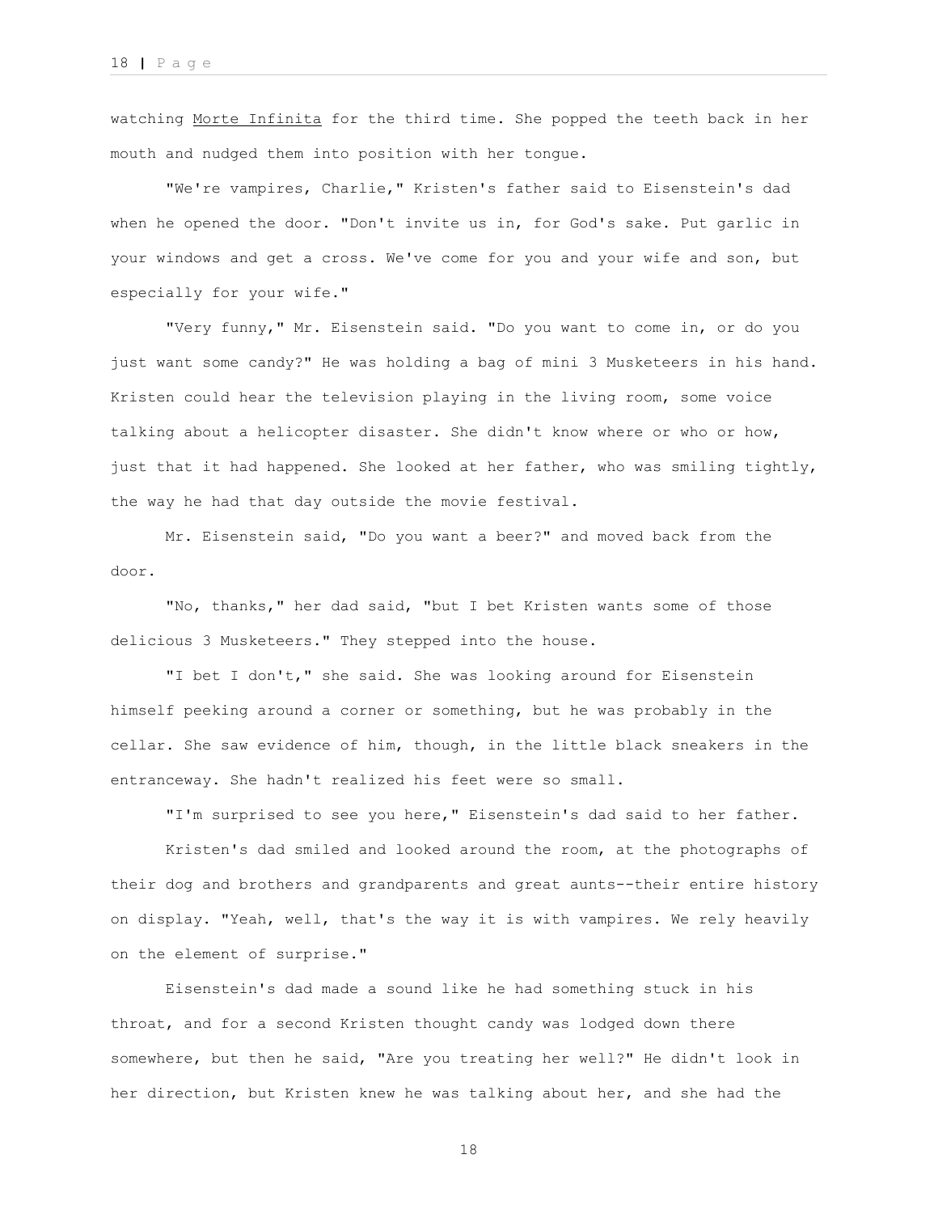watching <u>Morte Infinita</u> for the third time. She popped the teeth back in her mouth and nudged them into position with her tongue.

"We're vampires, Charlie," Kristen's father said to Eisenstein's dad when he opened the door. "Don't invite us in, for God's sake. Put garlic in your windows and get a cross. We've come for you and your wife and son, but especially for your wife."

"Very funny," Mr. Eisenstein said. "Do you want to come in, or do you just want some candy?" He was holding a bag of mini 3 Musketeers in his hand. Kristen could hear the television playing in the living room, some voice talking about a helicopter disaster. She didn't know where or who or how, just that it had happened. She looked at her father, who was smiling tightly, the way he had that day outside the movie festival.

Mr. Eisenstein said, "Do you want a beer?" and moved back from the door.

"No, thanks," her dad said, "but I bet Kristen wants some of those delicious 3 Musketeers." They stepped into the house.

"I bet I don't," she said. She was looking around for Eisenstein himself peeking around a corner or something, but he was probably in the cellar. She saw evidence of him, though, in the little black sneakers in the entranceway. She hadn't realized his feet were so small.

"I'm surprised to see you here," Eisenstein's dad said to her father.

Kristen's dad smiled and looked around the room, at the photographs of their dog and brothers and grandparents and great aunts--their entire history on display. "Yeah, well, that's the way it is with vampires. We rely heavily on the element of surprise."

Eisenstein's dad made a sound like he had something stuck in his throat, and for a second Kristen thought candy was lodged down there somewhere, but then he said, "Are you treating her well?" He didn't look in her direction, but Kristen knew he was talking about her, and she had the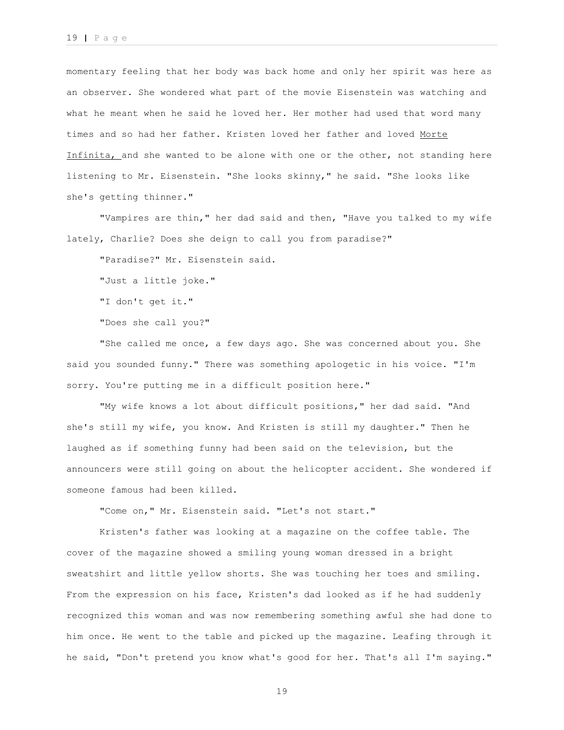momentary feeling that her body was back home and only her spirit was here as an observer. She wondered what part of the movie Eisenstein was watching and what he meant when he said he loved her. Her mother had used that word many times and so had her father. Kristen loved her father and loved Morte Infinita, and she wanted to be alone with one or the other, not standing here listening to Mr. Eisenstein. "She looks skinny," he said. "She looks like she's getting thinner."

"Vampires are thin," her dad said and then, "Have you talked to my wife lately, Charlie? Does she deign to call you from paradise?"

"Paradise?" Mr. Eisenstein said.

"Just a little joke."

"I don't get it."

"Does she call you?"

"She called me once, a few days ago. She was concerned about you. She said you sounded funny." There was something apologetic in his voice. "I'm sorry. You're putting me in a difficult position here."

"My wife knows a lot about difficult positions," her dad said. "And she's still my wife, you know. And Kristen is still my daughter." Then he laughed as if something funny had been said on the television, but the announcers were still going on about the helicopter accident. She wondered if someone famous had been killed.

"Come on," Mr. Eisenstein said. "Let's not start."

Kristen's father was looking at a magazine on the coffee table. The cover of the magazine showed a smiling young woman dressed in a bright sweatshirt and little yellow shorts. She was touching her toes and smiling. From the expression on his face, Kristen's dad looked as if he had suddenly recognized this woman and was now remembering something awful she had done to him once. He went to the table and picked up the magazine. Leafing through it he said, "Don't pretend you know what's good for her. That's all I'm saying."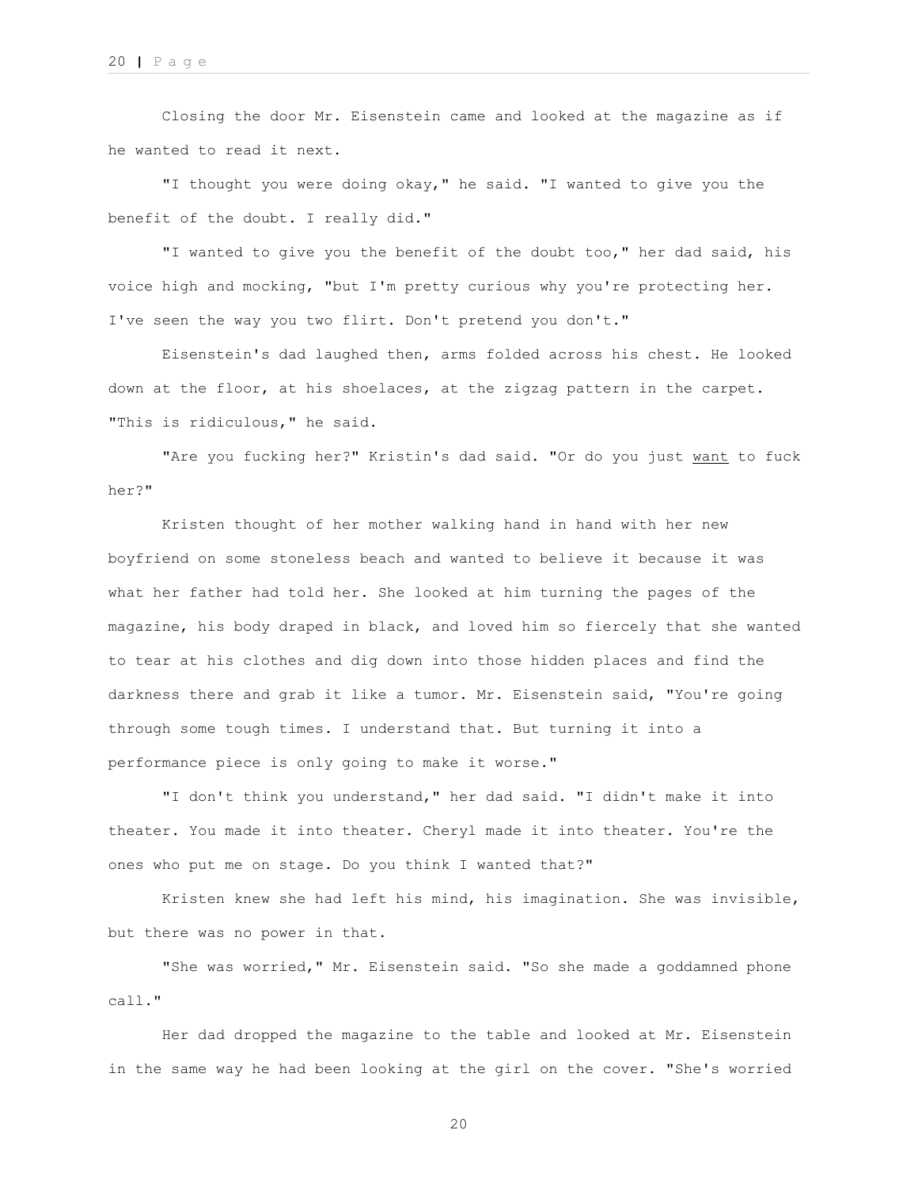Closing the door Mr. Eisenstein came and looked at the magazine as if he wanted to read it next.

"I thought you were doing okay," he said. "I wanted to give you the benefit of the doubt. I really did."

"I wanted to give you the benefit of the doubt too," her dad said, his voice high and mocking, "but I'm pretty curious why you're protecting her. I've seen the way you two flirt. Don't pretend you don't."

Eisenstein's dad laughed then, arms folded across his chest. He looked down at the floor, at his shoelaces, at the zigzag pattern in the carpet. "This is ridiculous," he said.

"Are you fucking her?" Kristin's dad said. "Or do you just <u>want</u> to fuck her?"

Kristen thought of her mother walking hand in hand with her new boyfriend on some stoneless beach and wanted to believe it because it was what her father had told her. She looked at him turning the pages of the magazine, his body draped in black, and loved him so fiercely that she wanted to tear at his clothes and dig down into those hidden places and find the darkness there and grab it like a tumor. Mr. Eisenstein said, "You're going through some tough times. I understand that. But turning it into a performance piece is only going to make it worse."

"I don't think you understand," her dad said. "I didn't make it into theater. You made it into theater. Cheryl made it into theater. You're the ones who put me on stage. Do you think I wanted that?"

Kristen knew she had left his mind, his imagination. She was invisible, but there was no power in that.

"She was worried," Mr. Eisenstein said. "So she made a goddamned phone call."

Her dad dropped the magazine to the table and looked at Mr. Eisenstein in the same way he had been looking at the girl on the cover. "She's worried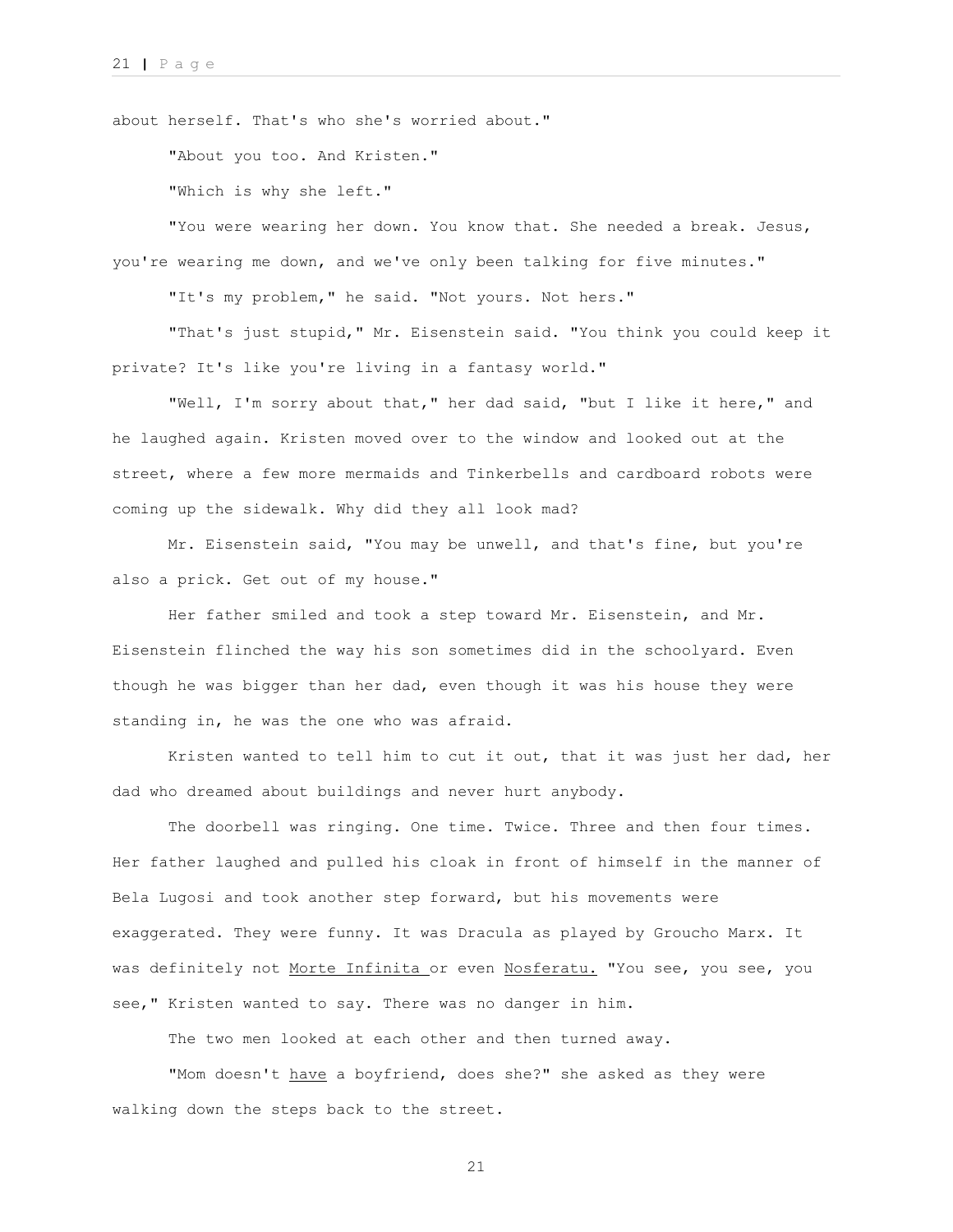about herself. That's who she's worried about."

"About you too. And Kristen."

"Which is why she left."

"You were wearing her down. You know that. She needed a break. Jesus, you're wearing me down, and we've only been talking for five minutes."

"It's my problem," he said. "Not yours. Not hers."

"That's just stupid," Mr. Eisenstein said. "You think you could keep it private? It's like you're living in a fantasy world."

"Well, I'm sorry about that," her dad said, "but I like it here," and he laughed again. Kristen moved over to the window and looked out at the street, where a few more mermaids and Tinkerbells and cardboard robots were coming up the sidewalk. Why did they all look mad?

Mr. Eisenstein said, "You may be unwell, and that's fine, but you're also a prick. Get out of my house."

Her father smiled and took a step toward Mr. Eisenstein, and Mr. Eisenstein flinched the way his son sometimes did in the schoolyard. Even though he was bigger than her dad, even though it was his house they were standing in, he was the one who was afraid.

Kristen wanted to tell him to cut it out, that it was just her dad, her dad who dreamed about buildings and never hurt anybody.

The doorbell was ringing. One time. Twice. Three and then four times. Her father laughed and pulled his cloak in front of himself in the manner of Bela Lugosi and took another step forward, but his movements were exaggerated. They were funny. It was Dracula as played by Groucho Marx. It was definitely not <u>Morte Infinita</u> or even <u>Nosferatu.</u> "You see, you see, you see," Kristen wanted to say. There was no danger in him.

The two men looked at each other and then turned away.

"Mom doesn't <u>have</u> a boyfriend, does she?" she asked as they were walking down the steps back to the street.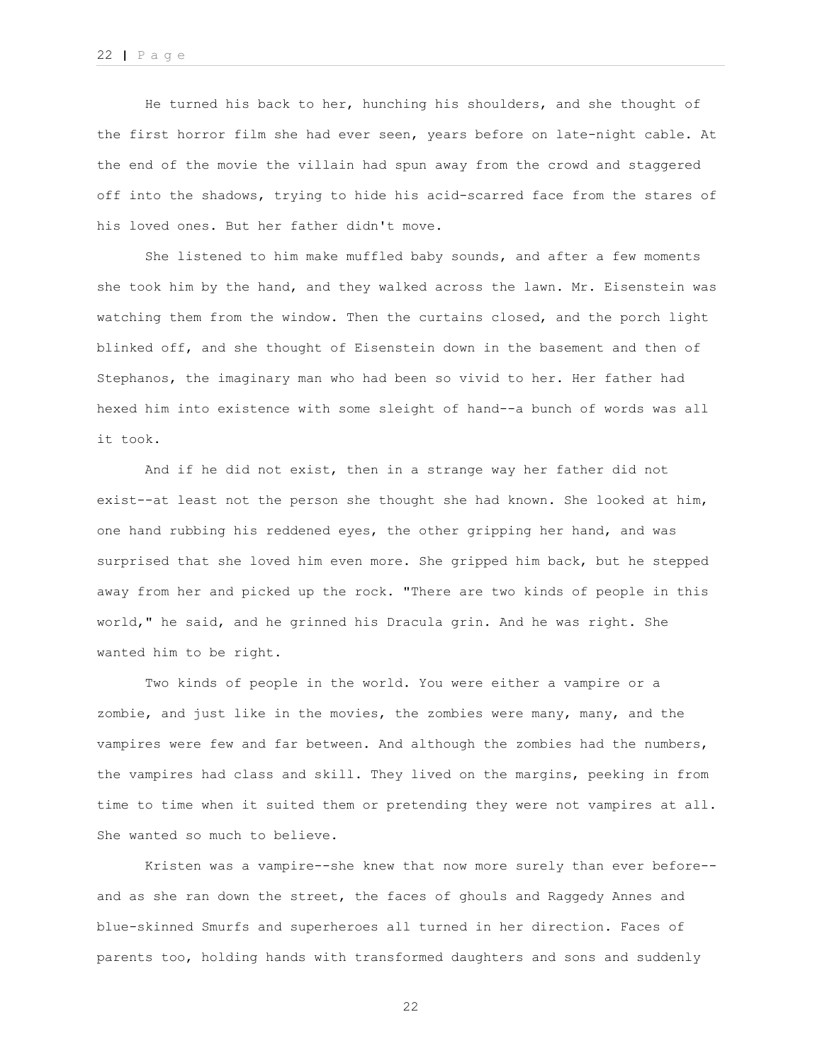He turned his back to her, hunching his shoulders, and she thought of the first horror film she had ever seen, years before on late-night cable. At the end of the movie the villain had spun away from the crowd and staggered off into the shadows, trying to hide his acid-scarred face from the stares of his loved ones. But her father didn't move.

She listened to him make muffled baby sounds, and after a few moments she took him by the hand, and they walked across the lawn. Mr. Eisenstein was watching them from the window. Then the curtains closed, and the porch light blinked off, and she thought of Eisenstein down in the basement and then of Stephanos, the imaginary man who had been so vivid to her. Her father had hexed him into existence with some sleight of hand--a bunch of words was all it took.

And if he did not exist, then in a strange way her father did not exist--at least not the person she thought she had known. She looked at him, one hand rubbing his reddened eyes, the other gripping her hand, and was surprised that she loved him even more. She gripped him back, but he stepped away from her and picked up the rock. "There are two kinds of people in this world," he said, and he grinned his Dracula grin. And he was right. She wanted him to be right.

Two kinds of people in the world. You were either a vampire or a zombie, and just like in the movies, the zombies were many, many, and the vampires were few and far between. And although the zombies had the numbers, the vampires had class and skill. They lived on the margins, peeking in from time to time when it suited them or pretending they were not vampires at all. She wanted so much to believe.

Kristen was a vampire--she knew that now more surely than ever before--and as she ran down the street, the faces of ghouls and Raggedy Annes and blue-skinned Smurfs and superheroes all turned in her direction. Faces of parents too, holding hands with transformed daughters and sons and suddenly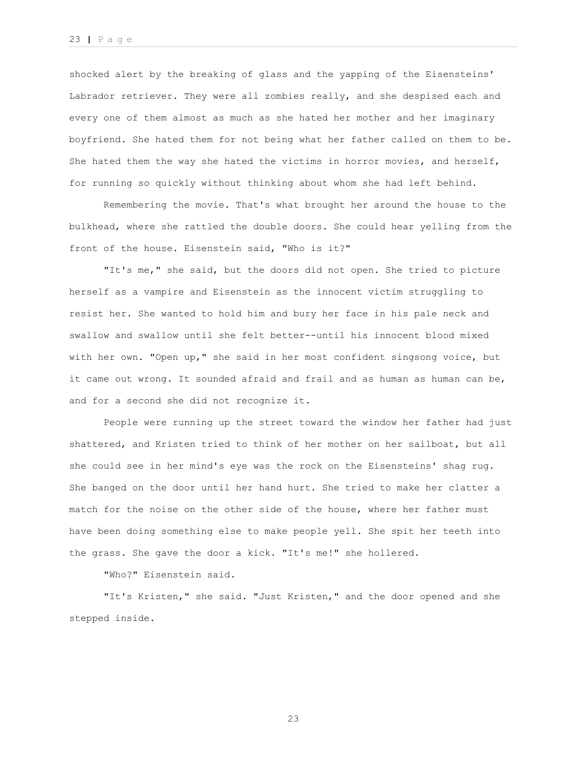shocked alert by the breaking of glass and the yapping of the Eisensteins' Labrador retriever. They were all zombies really, and she despised each and every one of them almost as much as she hated her mother and her imaginary boyfriend. She hated them for not being what her father called on them to be. She hated them the way she hated the victims in horror movies, and herself, for running so quickly without thinking about whom she had left behind.

Remembering the movie. That's what brought her around the house to the bulkhead, where she rattled the double doors. She could hear yelling from the front of the house. Eisenstein said, "Who is it?"

"It's me," she said, but the doors did not open. She tried to picture herself as a vampire and Eisenstein as the innocent victim struggling to resist her. She wanted to hold him and bury her face in his pale neck and swallow and swallow until she felt better--until his innocent blood mixed with her own. "Open up," she said in her most confident singsong voice, but it came out wrong. It sounded afraid and frail and as human as human can be, and for a second she did not recognize it.

People were running up the street toward the window her father had just shattered, and Kristen tried to think of her mother on her sailboat, but all she could see in her mind's eye was the rock on the Eisensteins' shag rug. She banged on the door until her hand hurt. She tried to make her clatter a match for the noise on the other side of the house, where her father must have been doing something else to make people yell. She spit her teeth into the grass. She gave the door a kick. "It's me!" she hollered.

"Who?" Eisenstein said.

"It's Kristen," she said. "Just Kristen," and the door opened and she stepped inside.